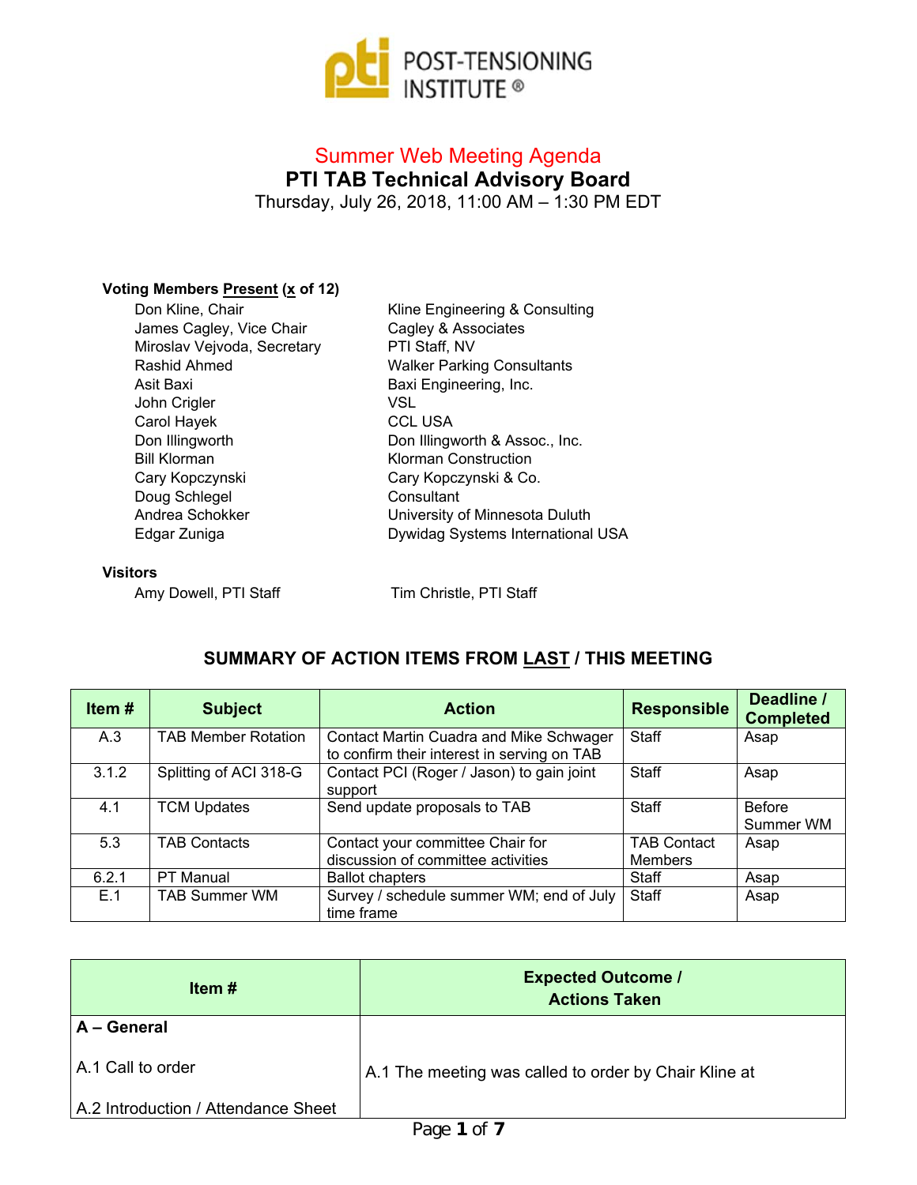POST-TENSIONING INSTITUTE ®

# Summer Web Meeting Agenda

## PTI TAB Technical Advisory Board

Thursday, July 26, 2018, 11:00 AM – 1:30 PM EDT

**Voting Members Present (x of 12)**

| | |
|---|---|
| Don Kline, Chair | Kline Engineering & Consulting |
| James Cagley, Vice Chair | Cagley & Associates |
| Miroslav Vejvoda, Secretary | PTI Staff, NV |
| Rashid Ahmed | Walker Parking Consultants |
| Asit Baxi | Baxi Engineering, Inc. |
| John Crigler | VSL |
| Carol Hayek | CCL USA |
| Don Illingworth | Don Illingworth & Assoc., Inc. |
| Bill Klorman | Klorman Construction |
| Cary Kopczynski | Cary Kopczynski & Co. |
| Doug Schlegel | Consultant |
| Andrea Schokker | University of Minnesota Duluth |
| Edgar Zuniga | Dywidag Systems International USA |

**Visitors**

Amy Dowell, PTI Staff

Tim Christle, PTI Staff

### SUMMARY OF ACTION ITEMS FROM LAST / THIS MEETING

| Item # | Subject | Action | Responsible | Deadline / Completed |
|---|---|---|---|---|
| A.3 | TAB Member Rotation | Contact Martin Cuadra and Mike Schwager to confirm their interest in serving on TAB | Staff | Asap |
| 3.1.2 | Splitting of ACI 318-G | Contact PCI (Roger / Jason) to gain joint support | Staff | Asap |
| 4.1 | TCM Updates | Send update proposals to TAB | Staff | Before Summer WM |
| 5.3 | TAB Contacts | Contact your committee Chair for discussion of committee activities | TAB Contact Members | Asap |
| 6.2.1 | PT Manual | Ballot chapters | Staff | Asap |
| E.1 | TAB Summer WM | Survey / schedule summer WM; end of July time frame | Staff | Asap |

| Item # | Expected Outcome / Actions Taken |
|---|---|
| **A – General**<br><br>A.1 Call to order<br><br>A.2 Introduction / Attendance Sheet | A.1 The meeting was called to order by Chair Kline at |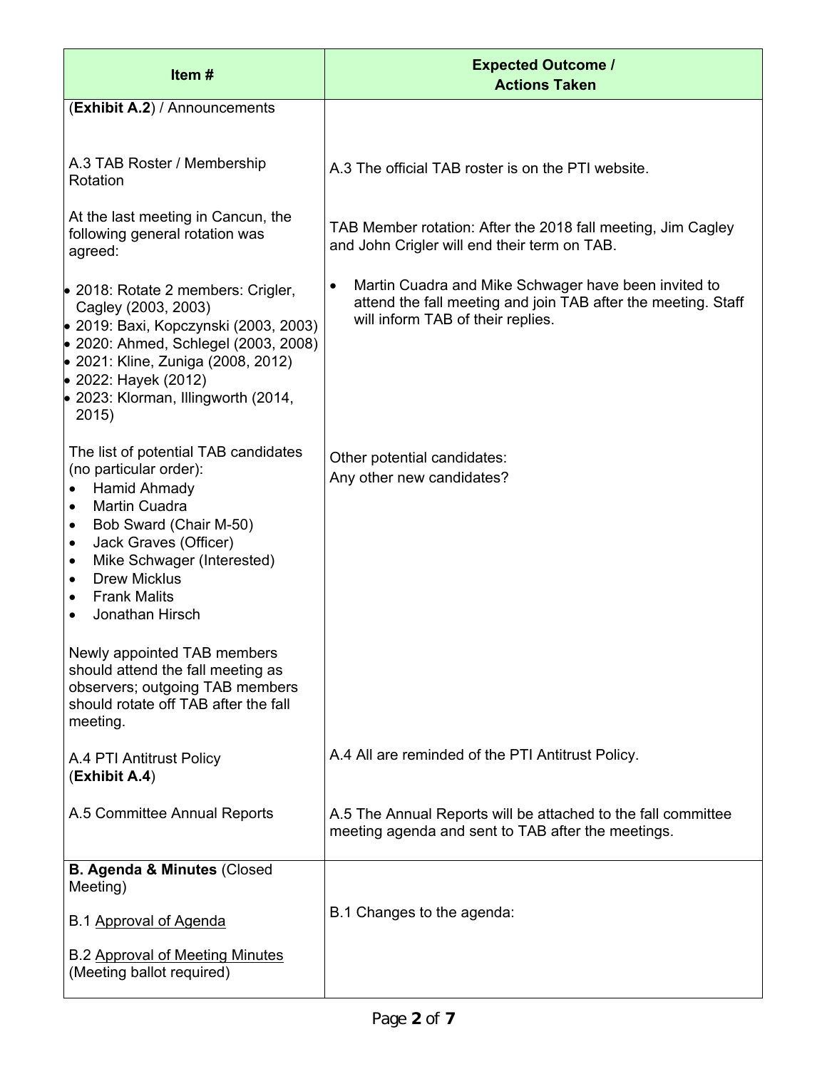| Item # | Expected Outcome / Actions Taken |
|---|---|
| (**Exhibit A.2**) / Announcements | |
| A.3 TAB Roster / Membership Rotation | A.3 The official TAB roster is on the PTI website. |
| At the last meeting in Cancun, the following general rotation was agreed:<br><br>• 2018: Rotate 2 members: Crigler, Cagley (2003, 2003)<br>• 2019: Baxi, Kopczynski (2003, 2003)<br>• 2020: Ahmed, Schlegel (2003, 2008)<br>• 2021: Kline, Zuniga (2008, 2012)<br>• 2022: Hayek (2012)<br>• 2023: Klorman, Illingworth (2014, 2015) | TAB Member rotation: After the 2018 fall meeting, Jim Cagley and John Crigler will end their term on TAB.<br><br>• Martin Cuadra and Mike Schwager have been invited to attend the fall meeting and join TAB after the meeting. Staff will inform TAB of their replies. |
| The list of potential TAB candidates (no particular order):<br>• Hamid Ahmady<br>• Martin Cuadra<br>• Bob Sward (Chair M-50)<br>• Jack Graves (Officer)<br>• Mike Schwager (Interested)<br>• Drew Micklus<br>• Frank Malits<br>• Jonathan Hirsch | Other potential candidates:<br>Any other new candidates? |
| Newly appointed TAB members should attend the fall meeting as observers; outgoing TAB members should rotate off TAB after the fall meeting. | |
| A.4 PTI Antitrust Policy (**Exhibit A.4**) | A.4 All are reminded of the PTI Antitrust Policy. |
| A.5 Committee Annual Reports | A.5 The Annual Reports will be attached to the fall committee meeting agenda and sent to TAB after the meetings. |
| **B. Agenda & Minutes** (Closed Meeting)<br><br>B.1 Approval of Agenda<br><br>B.2 Approval of Meeting Minutes (Meeting ballot required) | B.1 Changes to the agenda: |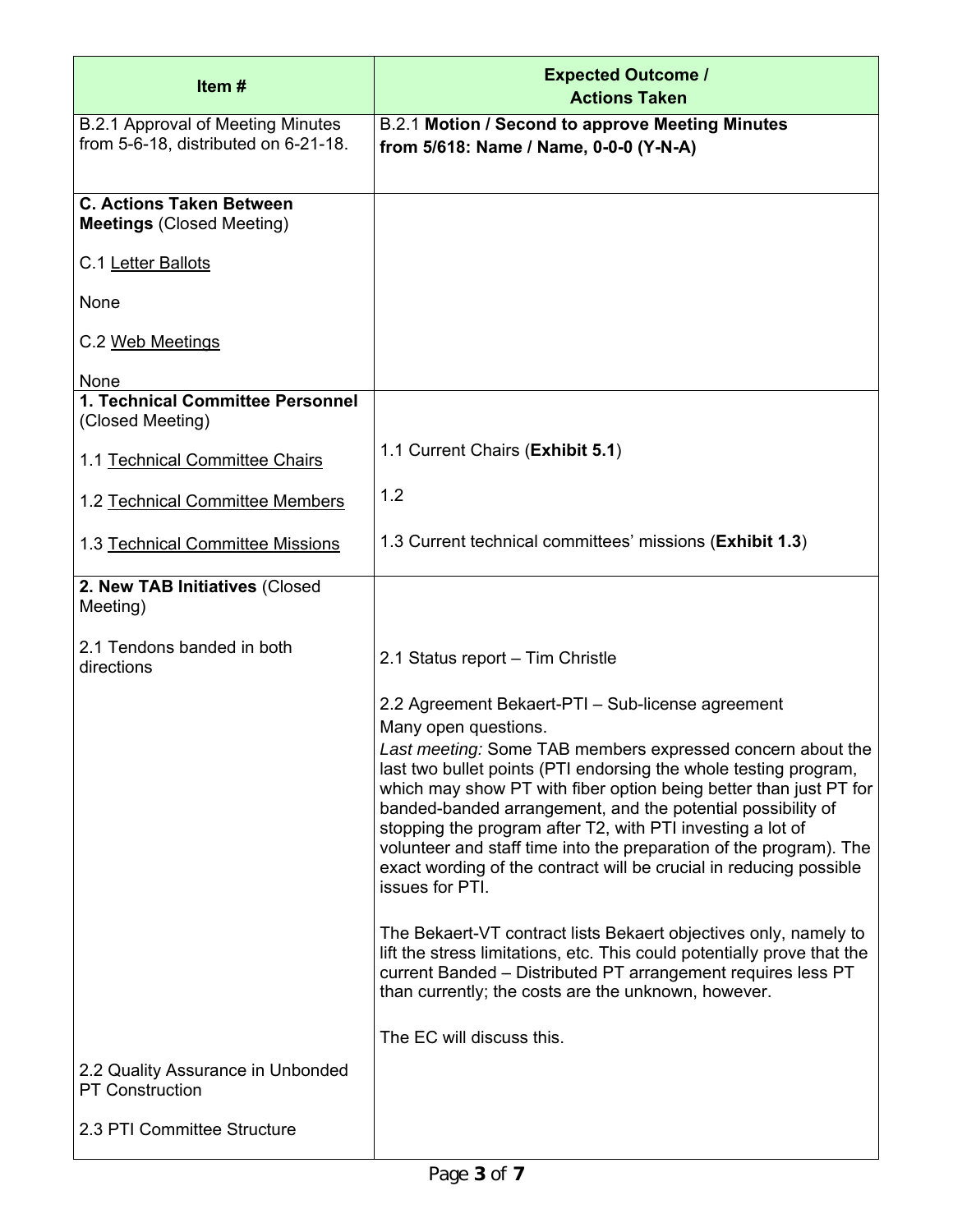| Item # | Expected Outcome / Actions Taken |
|---|---|
| B.2.1 Approval of Meeting Minutes from 5-6-18, distributed on 6-21-18. | B.2.1 **Motion / Second to approve Meeting Minutes from 5/618: Name / Name, 0-0-0 (Y-N-A)** |
| **C. Actions Taken Between Meetings** (Closed Meeting)<br><br>C.1 Letter Ballots<br><br>None<br><br>C.2 Web Meetings<br><br>None | |
| **1. Technical Committee Personnel** (Closed Meeting)<br><br>1.1 Technical Committee Chairs<br><br>1.2 Technical Committee Members<br><br>1.3 Technical Committee Missions | <br><br>1.1 Current Chairs (**Exhibit 5.1**)<br><br>1.2<br><br>1.3 Current technical committees' missions (**Exhibit 1.3**) |
| **2. New TAB Initiatives** (Closed Meeting)<br><br>2.1 Tendons banded in both directions<br><br><br><br><br><br><br><br><br><br><br><br><br><br><br><br>2.2 Quality Assurance in Unbonded PT Construction<br><br>2.3 PTI Committee Structure | <br><br>2.1 Status report – Tim Christle<br><br>2.2 Agreement Bekaert-PTI – Sub-license agreement<br>Many open questions.<br>*Last meeting:* Some TAB members expressed concern about the last two bullet points (PTI endorsing the whole testing program, which may show PT with fiber option being better than just PT for banded-banded arrangement, and the potential possibility of stopping the program after T2, with PTI investing a lot of volunteer and staff time into the preparation of the program). The exact wording of the contract will be crucial in reducing possible issues for PTI.<br><br>The Bekaert-VT contract lists Bekaert objectives only, namely to lift the stress limitations, etc. This could potentially prove that the current Banded – Distributed PT arrangement requires less PT than currently; the costs are the unknown, however.<br><br>The EC will discuss this. |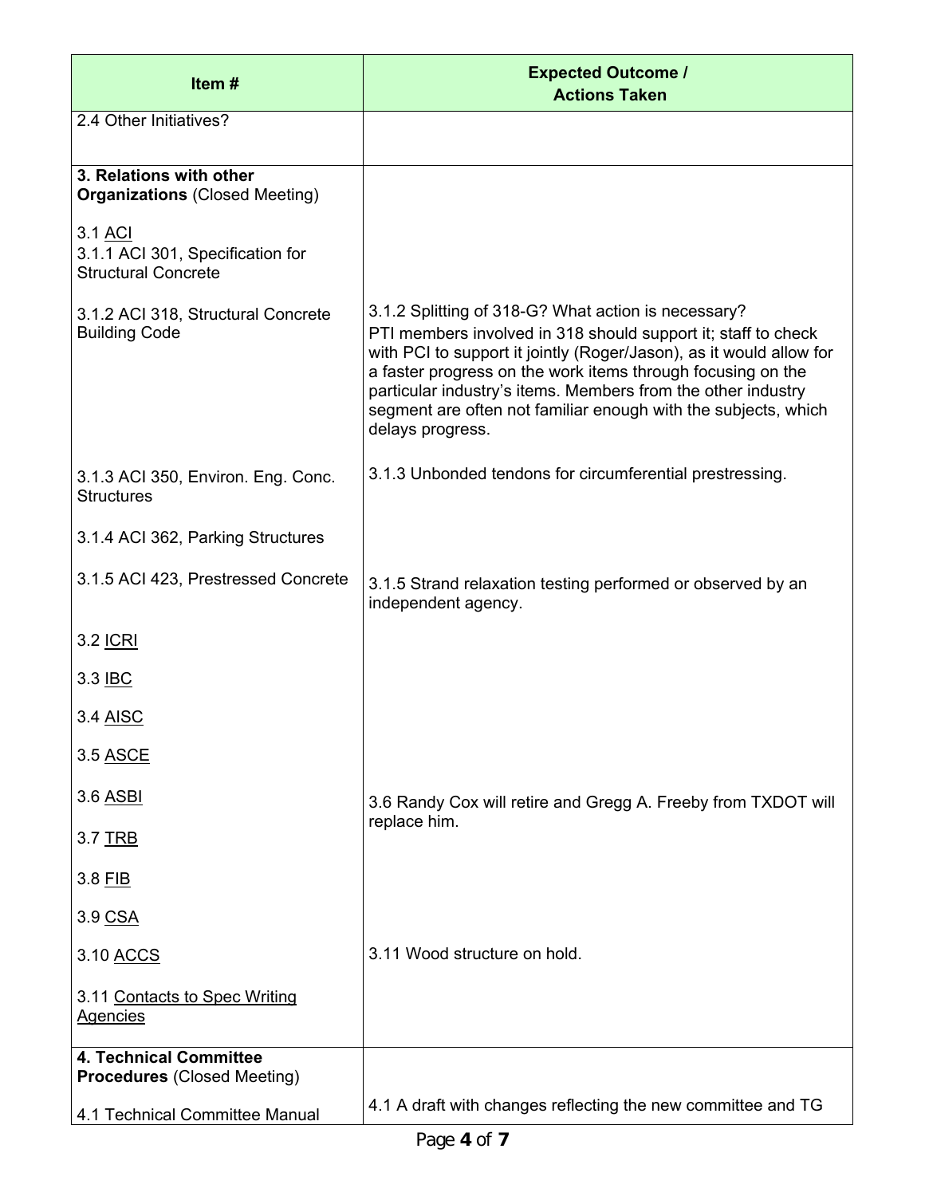| Item # | Expected Outcome / Actions Taken |
|---|---|
| 2.4 Other Initiatives? | |
| **3. Relations with other Organizations** (Closed Meeting)<br><br>3.1 ACI<br>3.1.1 ACI 301, Specification for Structural Concrete<br><br>3.1.2 ACI 318, Structural Concrete Building Code<br><br>3.1.3 ACI 350, Environ. Eng. Conc. Structures<br><br>3.1.4 ACI 362, Parking Structures<br><br>3.1.5 ACI 423, Prestressed Concrete<br><br>3.2 ICRI<br><br>3.3 IBC<br><br>3.4 AISC<br><br>3.5 ASCE<br><br>3.6 ASBI<br><br>3.7 TRB<br><br>3.8 FIB<br><br>3.9 CSA<br><br>3.10 ACCS<br><br>3.11 Contacts to Spec Writing Agencies | 3.1.2 Splitting of 318-G? What action is necessary?<br>PTI members involved in 318 should support it; staff to check with PCI to support it jointly (Roger/Jason), as it would allow for a faster progress on the work items through focusing on the particular industry's items. Members from the other industry segment are often not familiar enough with the subjects, which delays progress.<br><br>3.1.3 Unbonded tendons for circumferential prestressing.<br><br>3.1.5 Strand relaxation testing performed or observed by an independent agency.<br><br>3.6 Randy Cox will retire and Gregg A. Freeby from TXDOT will replace him.<br><br>3.11 Wood structure on hold. |
| **4. Technical Committee Procedures** (Closed Meeting)<br><br>4.1 Technical Committee Manual | 4.1 A draft with changes reflecting the new committee and TG |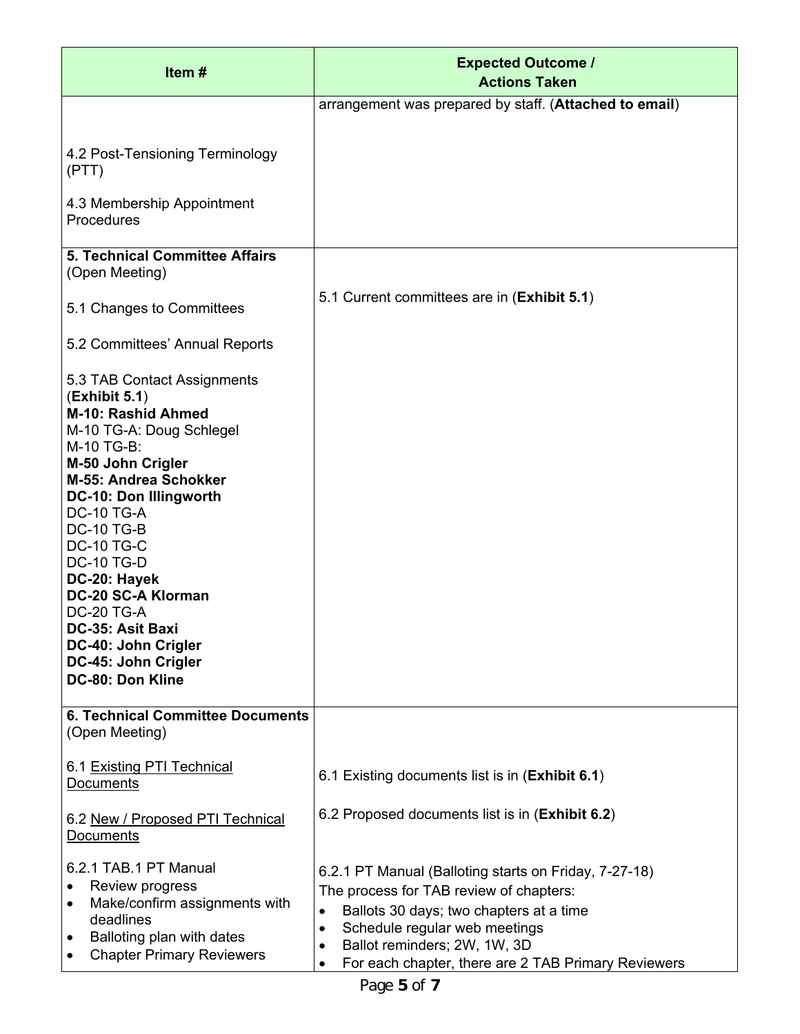| Item # | Expected Outcome / Actions Taken |
|---|---|
| | arrangement was prepared by staff. (**Attached to email**) |
| 4.2 Post-Tensioning Terminology (PTT)<br><br>4.3 Membership Appointment Procedures | |
| **5. Technical Committee Affairs** (Open Meeting)<br><br>5.1 Changes to Committees<br><br>5.2 Committees' Annual Reports<br><br>5.3 TAB Contact Assignments (**Exhibit 5.1**)<br>**M-10: Rashid Ahmed**<br>M-10 TG-A: Doug Schlegel<br>M-10 TG-B:<br>**M-50 John Crigler**<br>**M-55: Andrea Schokker**<br>**DC-10: Don Illingworth**<br>DC-10 TG-A<br>DC-10 TG-B<br>DC-10 TG-C<br>DC-10 TG-D<br>**DC-20: Hayek**<br>**DC-20 SC-A Klorman**<br>DC-20 TG-A<br>**DC-35: Asit Baxi**<br>**DC-40: John Crigler**<br>**DC-45: John Crigler**<br>**DC-80: Don Kline** | 5.1 Current committees are in (**Exhibit 5.1**) |
| **6. Technical Committee Documents** (Open Meeting)<br><br>6.1 Existing PTI Technical Documents<br><br>6.2 New / Proposed PTI Technical Documents<br><br>6.2.1 TAB.1 PT Manual<br>• Review progress<br>• Make/confirm assignments with deadlines<br>• Balloting plan with dates<br>• Chapter Primary Reviewers | 6.1 Existing documents list is in (**Exhibit 6.1**)<br><br>6.2 Proposed documents list is in (**Exhibit 6.2**)<br><br>6.2.1 PT Manual (Balloting starts on Friday, 7-27-18)<br>The process for TAB review of chapters:<br>• Ballots 30 days; two chapters at a time<br>• Schedule regular web meetings<br>• Ballot reminders; 2W, 1W, 3D<br>• For each chapter, there are 2 TAB Primary Reviewers |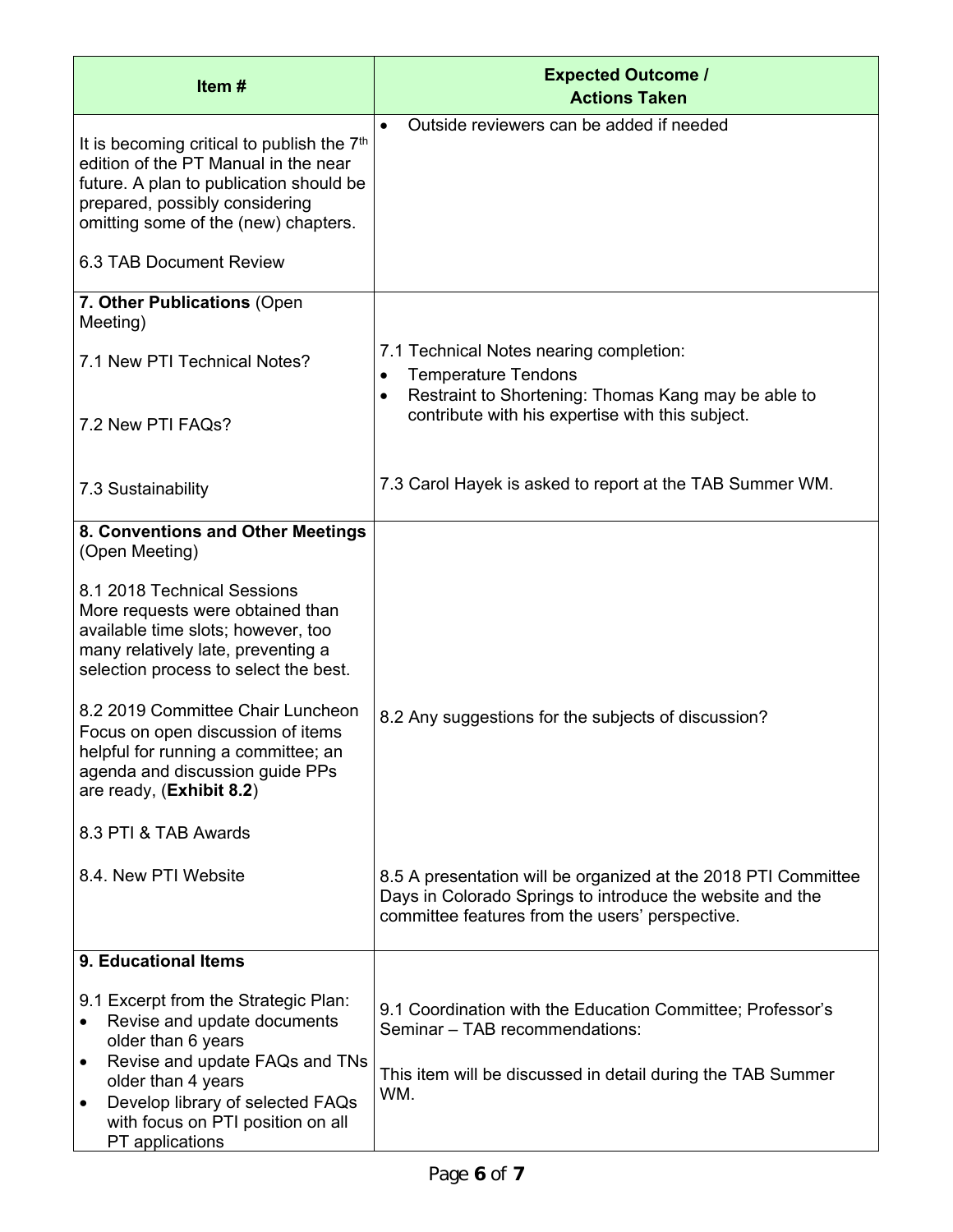| Item # | Expected Outcome / Actions Taken |
|---|---|
| It is becoming critical to publish the 7th edition of the PT Manual in the near future. A plan to publication should be prepared, possibly considering omitting some of the (new) chapters.<br><br>6.3 TAB Document Review | • Outside reviewers can be added if needed |
| **7. Other Publications** (Open Meeting)<br><br>7.1 New PTI Technical Notes?<br><br>7.2 New PTI FAQs?<br><br>7.3 Sustainability | 7.1 Technical Notes nearing completion:<br>• Temperature Tendons<br>• Restraint to Shortening: Thomas Kang may be able to contribute with his expertise with this subject.<br><br>7.3 Carol Hayek is asked to report at the TAB Summer WM. |
| **8. Conventions and Other Meetings** (Open Meeting)<br><br>8.1 2018 Technical Sessions<br>More requests were obtained than available time slots; however, too many relatively late, preventing a selection process to select the best.<br><br>8.2 2019 Committee Chair Luncheon<br>Focus on open discussion of items helpful for running a committee; an agenda and discussion guide PPs are ready, (**Exhibit 8.2**)<br><br>8.3 PTI & TAB Awards<br><br>8.4. New PTI Website | 8.2 Any suggestions for the subjects of discussion?<br><br>8.5 A presentation will be organized at the 2018 PTI Committee Days in Colorado Springs to introduce the website and the committee features from the users' perspective. |
| **9. Educational Items**<br><br>9.1 Excerpt from the Strategic Plan:<br>• Revise and update documents older than 6 years<br>• Revise and update FAQs and TNs older than 4 years<br>• Develop library of selected FAQs with focus on PTI position on all PT applications | 9.1 Coordination with the Education Committee; Professor's Seminar – TAB recommendations:<br><br>This item will be discussed in detail during the TAB Summer WM. |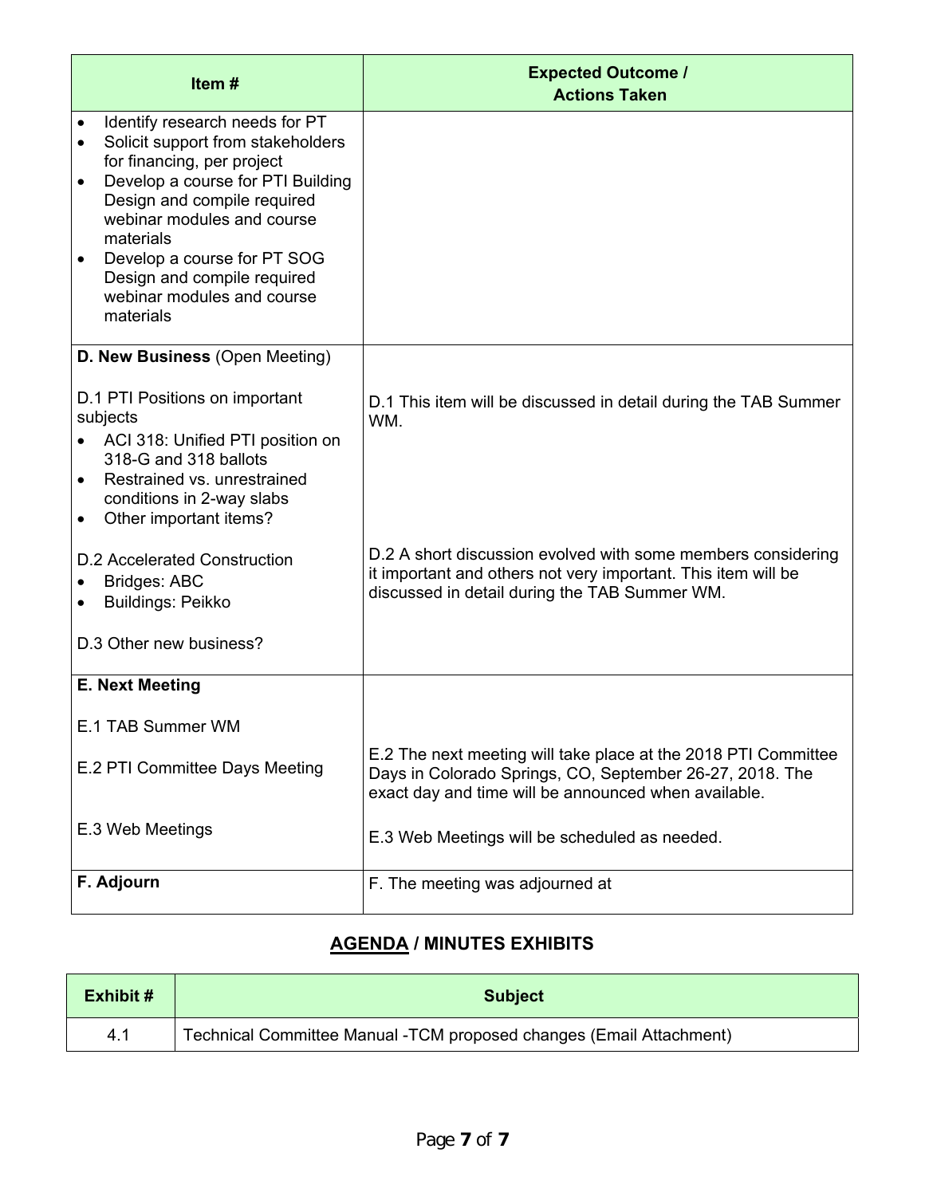| Item # | Expected Outcome / Actions Taken |
|---|---|
| • Identify research needs for PT<br>• Solicit support from stakeholders for financing, per project<br>• Develop a course for PTI Building Design and compile required webinar modules and course materials<br>• Develop a course for PT SOG Design and compile required webinar modules and course materials | |
| **D. New Business** (Open Meeting)<br><br>D.1 PTI Positions on important subjects<br>• ACI 318: Unified PTI position on 318-G and 318 ballots<br>• Restrained vs. unrestrained conditions in 2-way slabs<br>• Other important items?<br><br>D.2 Accelerated Construction<br>• Bridges: ABC<br>• Buildings: Peikko<br><br>D.3 Other new business? | D.1 This item will be discussed in detail during the TAB Summer WM.<br><br>D.2 A short discussion evolved with some members considering it important and others not very important. This item will be discussed in detail during the TAB Summer WM. |
| **E. Next Meeting**<br><br>E.1 TAB Summer WM<br><br>E.2 PTI Committee Days Meeting<br><br>E.3 Web Meetings | E.2 The next meeting will take place at the 2018 PTI Committee Days in Colorado Springs, CO, September 26-27, 2018. The exact day and time will be announced when available.<br><br>E.3 Web Meetings will be scheduled as needed. |
| **F. Adjourn** | F. The meeting was adjourned at |

## AGENDA / MINUTES EXHIBITS

| Exhibit # | Subject |
|---|---|
| 4.1 | Technical Committee Manual -TCM proposed changes (Email Attachment) |